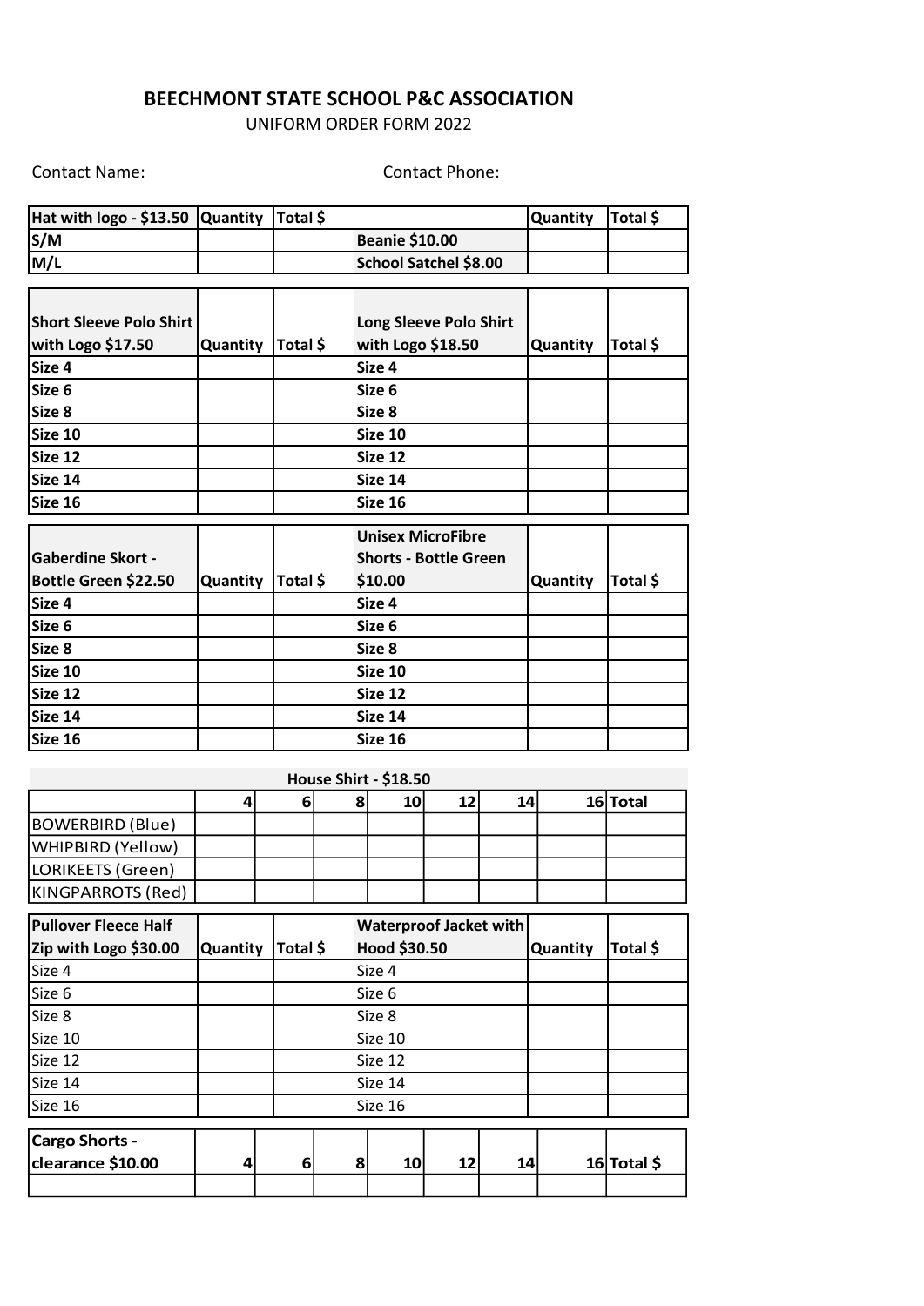**BEECHMONT STATE SCHOOL P&C ASSOCIATION**

UNIFORM ORDER FORM 2022

Contact Name: Contact Phone:

| Hat with logo - $13.50 | Quantity | Total $ | | Quantity | Total $ |
|---|---|---|---|---|---|
| S/M | | | Beanie $10.00 | | |
| M/L | | | School Satchel $8.00 | | |

| Short Sleeve Polo Shirt with Logo $17.50 | Quantity | Total $ | Long Sleeve Polo Shirt with Logo $18.50 | Quantity | Total $ |
|---|---|---|---|---|---|
| Size 4 | | | Size 4 | | |
| Size 6 | | | Size 6 | | |
| Size 8 | | | Size 8 | | |
| Size 10 | | | Size 10 | | |
| Size 12 | | | Size 12 | | |
| Size 14 | | | Size 14 | | |
| Size 16 | | | Size 16 | | |

| Gaberdine Skort - Bottle Green $22.50 | Quantity | Total $ | Unisex MicroFibre Shorts - Bottle Green $10.00 | Quantity | Total $ |
|---|---|---|---|---|---|
| Size 4 | | | Size 4 | | |
| Size 6 | | | Size 6 | | |
| Size 8 | | | Size 8 | | |
| Size 10 | | | Size 10 | | |
| Size 12 | | | Size 12 | | |
| Size 14 | | | Size 14 | | |
| Size 16 | | | Size 16 | | |

**House Shirt - $18.50**

| | 4 | 6 | 8 | 10 | 12 | 14 | 16 | Total |
|---|---|---|---|---|---|---|---|---|
| BOWERBIRD (Blue) | | | | | | | | |
| WHIPBIRD (Yellow) | | | | | | | | |
| LORIKEETS (Green) | | | | | | | | |
| KINGPARROTS (Red) | | | | | | | | |

| Pullover Fleece Half Zip with Logo $30.00 | Quantity | Total $ | Waterproof Jacket with Hood $30.50 | Quantity | Total $ |
|---|---|---|---|---|---|
| Size 4 | | | Size 4 | | |
| Size 6 | | | Size 6 | | |
| Size 8 | | | Size 8 | | |
| Size 10 | | | Size 10 | | |
| Size 12 | | | Size 12 | | |
| Size 14 | | | Size 14 | | |
| Size 16 | | | Size 16 | | |

| Cargo Shorts - clearance $10.00 | 4 | 6 | 8 | 10 | 12 | 14 | 16 | Total $ |
|---|---|---|---|---|---|---|---|---|
| | | | | | | | | |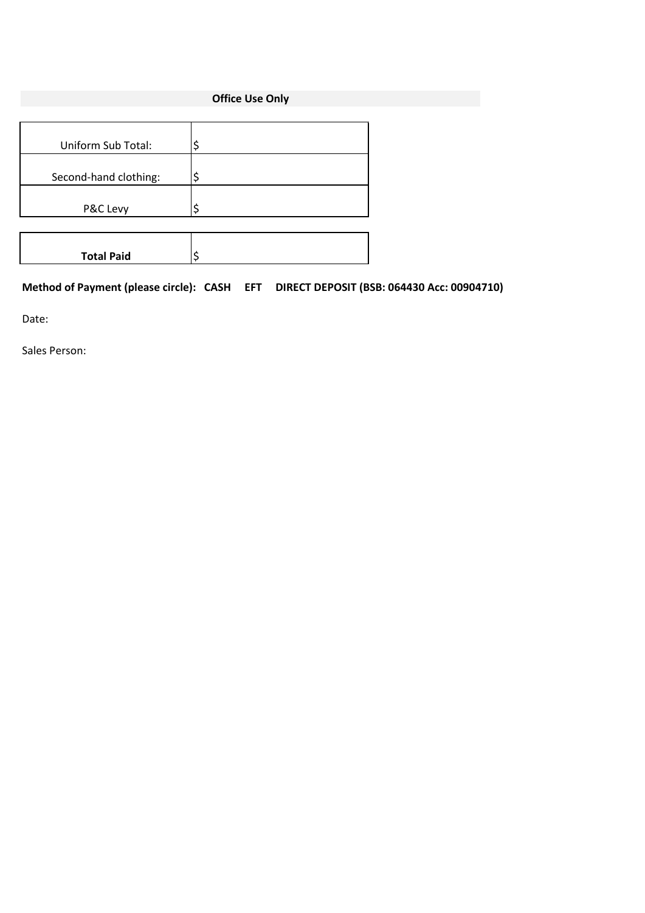**Office Use Only**

| | |
|---|---|
| Uniform Sub Total: | $ |
| Second-hand clothing: | $ |
| P&C Levy | $ |
| **Total Paid** | $ |

**Method of Payment (please circle): CASH EFT DIRECT DEPOSIT (BSB: 064430 Acc: 00904710)**

Date:

Sales Person: